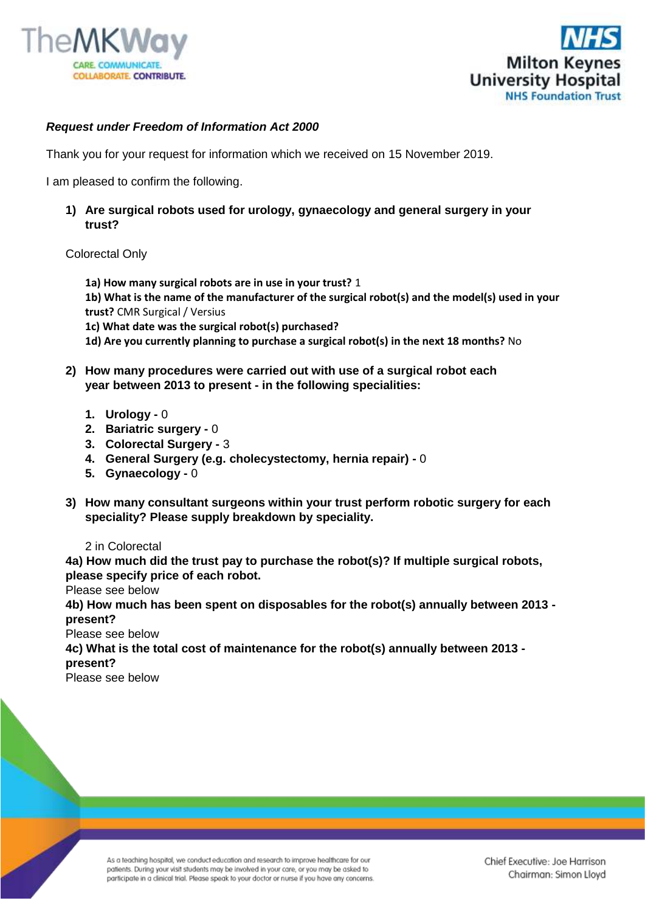***Request under Freedom of Information Act 2000***

Thank you for your request for information which we received on 15 November 2019.

I am pleased to confirm the following.

1) **Are surgical robots used for urology, gynaecology and general surgery in your trust?**

   Colorectal Only

   **1a) How many surgical robots are in use in your trust?** 1
   **1b) What is the name of the manufacturer of the surgical robot(s) and the model(s) used in your trust?** CMR Surgical / Versius
   **1c) What date was the surgical robot(s) purchased?**
   **1d) Are you currently planning to purchase a surgical robot(s) in the next 18 months?** No

2) **How many procedures were carried out with use of a surgical robot each year between 2013 to present - in the following specialities:**

   1. **Urology -** 0
   2. **Bariatric surgery -** 0
   3. **Colorectal Surgery -** 3
   4. **General Surgery (e.g. cholecystectomy, hernia repair) -** 0
   5. **Gynaecology -** 0

3) **How many consultant surgeons within your trust perform robotic surgery for each speciality? Please supply breakdown by speciality.**

   2 in Colorectal

**4a) How much did the trust pay to purchase the robot(s)? If multiple surgical robots, please specify price of each robot.**
Please see below
**4b) How much has been spent on disposables for the robot(s) annually between 2013 - present?**
Please see below
**4c) What is the total cost of maintenance for the robot(s) annually between 2013 - present?**
Please see below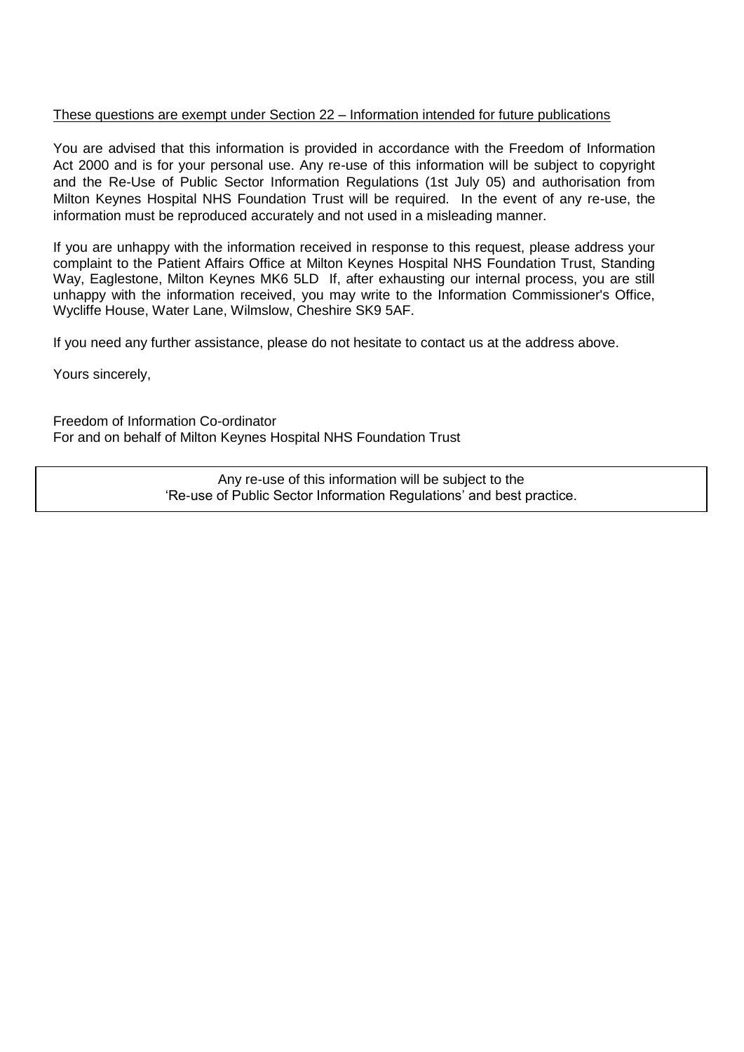<u>These questions are exempt under Section 22 – Information intended for future publications</u>

You are advised that this information is provided in accordance with the Freedom of Information Act 2000 and is for your personal use. Any re-use of this information will be subject to copyright and the Re-Use of Public Sector Information Regulations (1st July 05) and authorisation from Milton Keynes Hospital NHS Foundation Trust will be required. In the event of any re-use, the information must be reproduced accurately and not used in a misleading manner.

If you are unhappy with the information received in response to this request, please address your complaint to the Patient Affairs Office at Milton Keynes Hospital NHS Foundation Trust, Standing Way, Eaglestone, Milton Keynes MK6 5LD If, after exhausting our internal process, you are still unhappy with the information received, you may write to the Information Commissioner's Office, Wycliffe House, Water Lane, Wilmslow, Cheshire SK9 5AF.

If you need any further assistance, please do not hesitate to contact us at the address above.

Yours sincerely,

Freedom of Information Co-ordinator
For and on behalf of Milton Keynes Hospital NHS Foundation Trust

Any re-use of this information will be subject to the
'Re-use of Public Sector Information Regulations' and best practice.